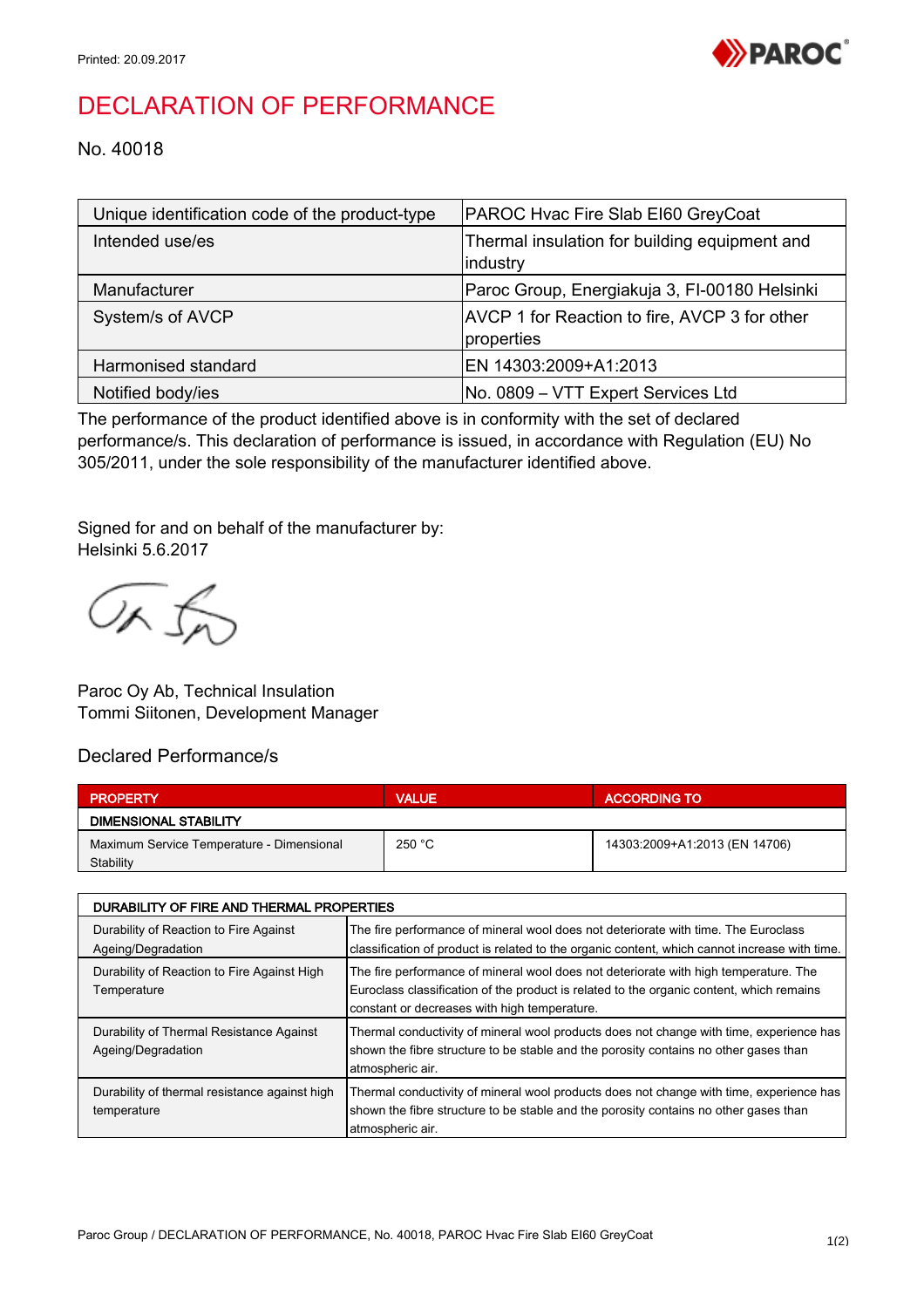Printed: 20.09.2017

# DECLARATION OF PERFORMANCE

No. 40018

| | |
|---|---|
| Unique identification code of the product-type | PAROC Hvac Fire Slab EI60 GreyCoat |
| Intended use/es | Thermal insulation for building equipment and industry |
| Manufacturer | Paroc Group, Energiakuja 3, FI-00180 Helsinki |
| System/s of AVCP | AVCP 1 for Reaction to fire, AVCP 3 for other properties |
| Harmonised standard | EN 14303:2009+A1:2013 |
| Notified body/ies | No. 0809 – VTT Expert Services Ltd |

The performance of the product identified above is in conformity with the set of declared performance/s. This declaration of performance is issued, in accordance with Regulation (EU) No 305/2011, under the sole responsibility of the manufacturer identified above.

Signed for and on behalf of the manufacturer by:
Helsinki 5.6.2017

Paroc Oy Ab, Technical Insulation
Tommi Siitonen, Development Manager

## Declared Performance/s

| PROPERTY | VALUE | ACCORDING TO |
|---|---|---|
| **DIMENSIONAL STABILITY** | | |
| Maximum Service Temperature - Dimensional Stability | 250 °C | 14303:2009+A1:2013 (EN 14706) |

| DURABILITY OF FIRE AND THERMAL PROPERTIES | |
|---|---|
| Durability of Reaction to Fire Against Ageing/Degradation | The fire performance of mineral wool does not deteriorate with time. The Euroclass classification of product is related to the organic content, which cannot increase with time. |
| Durability of Reaction to Fire Against High Temperature | The fire performance of mineral wool does not deteriorate with high temperature. The Euroclass classification of the product is related to the organic content, which remains constant or decreases with high temperature. |
| Durability of Thermal Resistance Against Ageing/Degradation | Thermal conductivity of mineral wool products does not change with time, experience has shown the fibre structure to be stable and the porosity contains no other gases than atmospheric air. |
| Durability of thermal resistance against high temperature | Thermal conductivity of mineral wool products does not change with time, experience has shown the fibre structure to be stable and the porosity contains no other gases than atmospheric air. |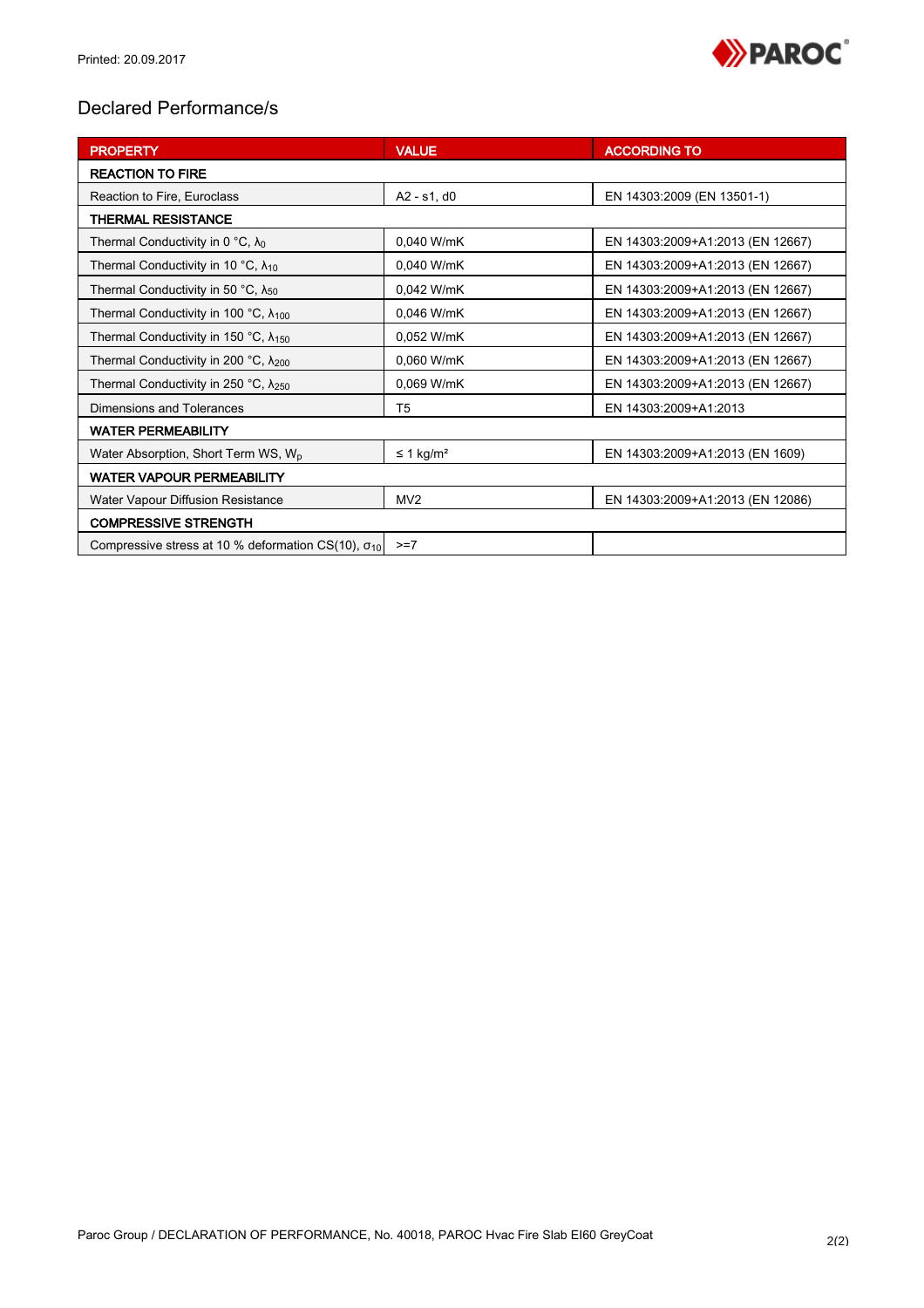## Declared Performance/s

| PROPERTY | VALUE | ACCORDING TO |
|---|---|---|
| **REACTION TO FIRE** | | |
| Reaction to Fire, Euroclass | A2 - s1, d0 | EN 14303:2009 (EN 13501-1) |
| **THERMAL RESISTANCE** | | |
| Thermal Conductivity in 0 °C, $\lambda_0$ | 0,040 W/mK | EN 14303:2009+A1:2013 (EN 12667) |
| Thermal Conductivity in 10 °C, $\lambda_{10}$ | 0,040 W/mK | EN 14303:2009+A1:2013 (EN 12667) |
| Thermal Conductivity in 50 °C, $\lambda_{50}$ | 0,042 W/mK | EN 14303:2009+A1:2013 (EN 12667) |
| Thermal Conductivity in 100 °C, $\lambda_{100}$ | 0,046 W/mK | EN 14303:2009+A1:2013 (EN 12667) |
| Thermal Conductivity in 150 °C, $\lambda_{150}$ | 0,052 W/mK | EN 14303:2009+A1:2013 (EN 12667) |
| Thermal Conductivity in 200 °C, $\lambda_{200}$ | 0,060 W/mK | EN 14303:2009+A1:2013 (EN 12667) |
| Thermal Conductivity in 250 °C, $\lambda_{250}$ | 0,069 W/mK | EN 14303:2009+A1:2013 (EN 12667) |
| Dimensions and Tolerances | T5 | EN 14303:2009+A1:2013 |
| **WATER PERMEABILITY** | | |
| Water Absorption, Short Term WS, $W_p$ | ≤ 1 kg/m² | EN 14303:2009+A1:2013 (EN 1609) |
| **WATER VAPOUR PERMEABILITY** | | |
| Water Vapour Diffusion Resistance | MV2 | EN 14303:2009+A1:2013 (EN 12086) |
| **COMPRESSIVE STRENGTH** | | |
| Compressive stress at 10 % deformation CS(10), $\sigma_{10}$ | >=7 | |

Paroc Group / DECLARATION OF PERFORMANCE, No. 40018, PAROC Hvac Fire Slab EI60 GreyCoat